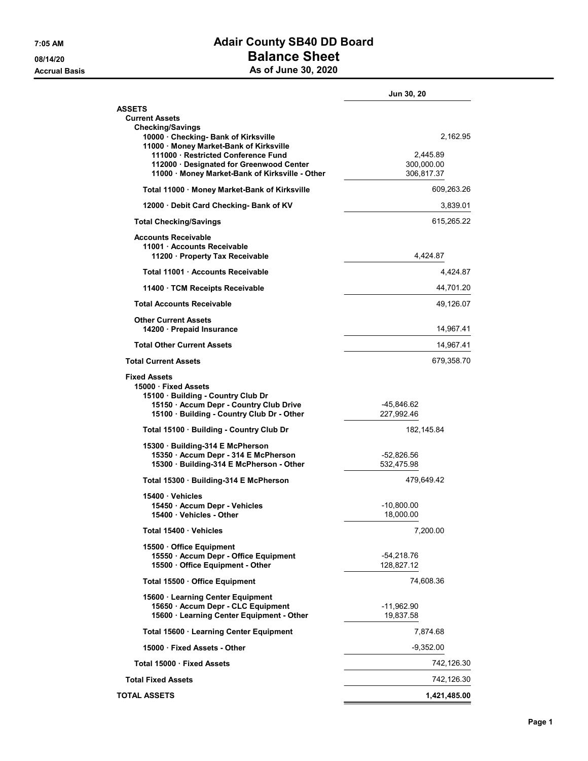# Adair County SB40 DD Board
## Balance Sheet
### As of June 30, 2020

7:05 AM
08/14/20
Accrual Basis

| | Jun 30, 20 | |
|---|---|---|
| **ASSETS** | | |
| **Current Assets** | | |
| **Checking/Savings** | | |
| 10000 · Checking- Bank of Kirksville | | 2,162.95 |
| 11000 · Money Market-Bank of Kirksville | | |
| 111000 · Restricted Conference Fund | 2,445.89 | |
| 112000 · Designated for Greenwood Center | 300,000.00 | |
| 11000 · Money Market-Bank of Kirksville - Other | 306,817.37 | |
| **Total 11000 · Money Market-Bank of Kirksville** | | 609,263.26 |
| 12000 · Debit Card Checking- Bank of KV | | 3,839.01 |
| **Total Checking/Savings** | | 615,265.22 |
| **Accounts Receivable** | | |
| 11001 · Accounts Receivable | | |
| 11200 · Property Tax Receivable | 4,424.87 | |
| **Total 11001 · Accounts Receivable** | | 4,424.87 |
| 11400 · TCM Receipts Receivable | | 44,701.20 |
| **Total Accounts Receivable** | | 49,126.07 |
| **Other Current Assets** | | |
| 14200 · Prepaid Insurance | | 14,967.41 |
| **Total Other Current Assets** | | 14,967.41 |
| **Total Current Assets** | | 679,358.70 |
| **Fixed Assets** | | |
| 15000 · Fixed Assets | | |
| 15100 · Building - Country Club Dr | | |
| 15150 · Accum Depr - Country Club Drive | -45,846.62 | |
| 15100 · Building - Country Club Dr - Other | 227,992.46 | |
| **Total 15100 · Building - Country Club Dr** | 182,145.84 | |
| 15300 · Building-314 E McPherson | | |
| 15350 · Accum Depr - 314 E McPherson | -52,826.56 | |
| 15300 · Building-314 E McPherson - Other | 532,475.98 | |
| **Total 15300 · Building-314 E McPherson** | 479,649.42 | |
| 15400 · Vehicles | | |
| 15450 · Accum Depr - Vehicles | -10,800.00 | |
| 15400 · Vehicles - Other | 18,000.00 | |
| **Total 15400 · Vehicles** | 7,200.00 | |
| 15500 · Office Equipment | | |
| 15550 · Accum Depr - Office Equipment | -54,218.76 | |
| 15500 · Office Equipment - Other | 128,827.12 | |
| **Total 15500 · Office Equipment** | 74,608.36 | |
| 15600 · Learning Center Equipment | | |
| 15650 · Accum Depr - CLC Equipment | -11,962.90 | |
| 15600 · Learning Center Equipment - Other | 19,837.58 | |
| **Total 15600 · Learning Center Equipment** | 7,874.68 | |
| 15000 · Fixed Assets - Other | -9,352.00 | |
| **Total 15000 · Fixed Assets** | | 742,126.30 |
| **Total Fixed Assets** | | 742,126.30 |
| **TOTAL ASSETS** | | **1,421,485.00** |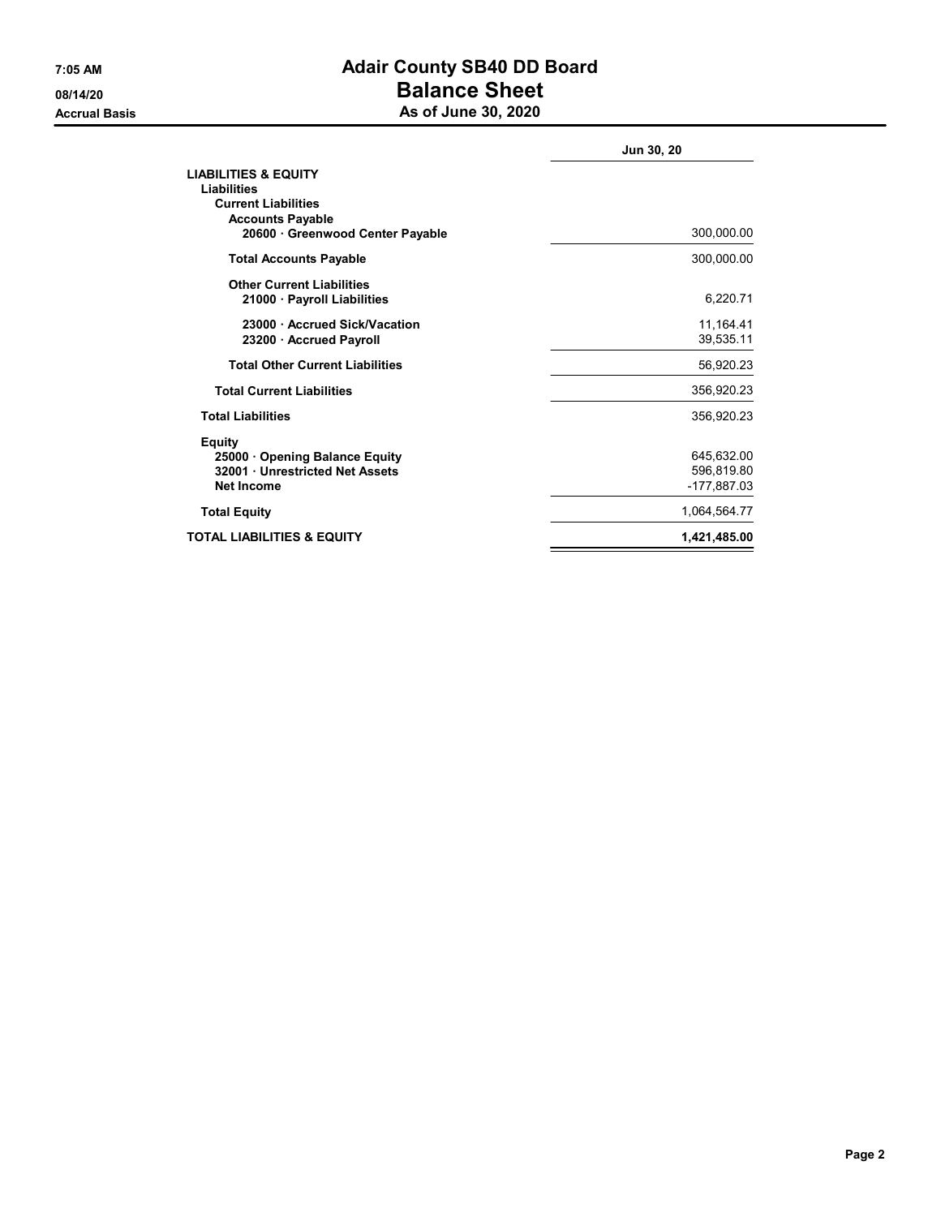# Adair County SB40 DD Board

## Balance Sheet

### As of June 30, 2020

7:05 AM
08/14/20
Accrual Basis

| | Jun 30, 20 |
|---|---|
| **LIABILITIES & EQUITY** | |
| **Liabilities** | |
| **Current Liabilities** | |
| **Accounts Payable** | |
| **20600 · Greenwood Center Payable** | 300,000.00 |
| **Total Accounts Payable** | 300,000.00 |
| **Other Current Liabilities** | |
| **21000 · Payroll Liabilities** | 6,220.71 |
| **23000 · Accrued Sick/Vacation** | 11,164.41 |
| **23200 · Accrued Payroll** | 39,535.11 |
| **Total Other Current Liabilities** | 56,920.23 |
| **Total Current Liabilities** | 356,920.23 |
| **Total Liabilities** | 356,920.23 |
| **Equity** | |
| **25000 · Opening Balance Equity** | 645,632.00 |
| **32001 · Unrestricted Net Assets** | 596,819.80 |
| **Net Income** | -177,887.03 |
| **Total Equity** | 1,064,564.77 |
| **TOTAL LIABILITIES & EQUITY** | **1,421,485.00** |